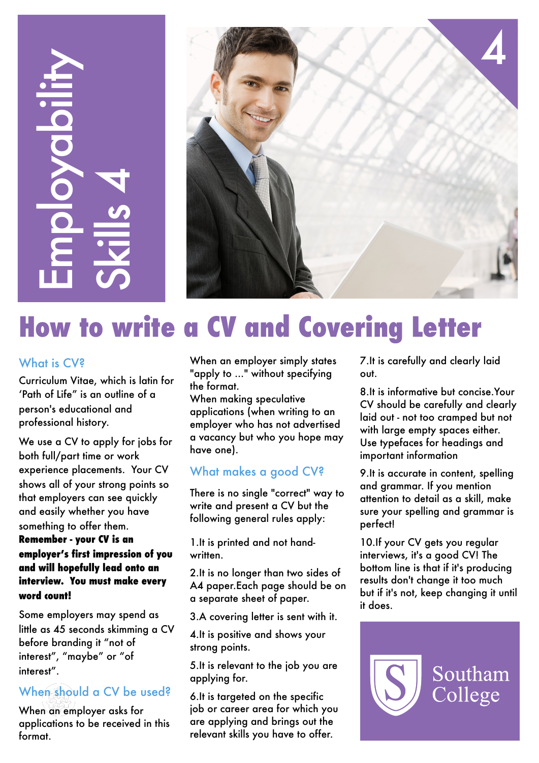# Employability Skills 4

# How to write a CV and Covering Letter

## What is CV?

Curriculum Vitae, which is latin for 'Path of Life" is an outline of a person's educational and professional history.

We use a CV to apply for jobs for both full/part time or work experience placements. Your CV shows all of your strong points so that employers can see quickly and easily whether you have something to offer them.

**Remember - your CV is an employer's first impression of you and will hopefully lead onto an interview. You must make every word count!**

Some employers may spend as little as 45 seconds skimming a CV before branding it "not of interest", "maybe" or "of interest".

## When should a CV be used?

When an employer asks for applications to be received in this format.

When an employer simply states "apply to ..." without specifying the format.

When making speculative applications (when writing to an employer who has not advertised a vacancy but who you hope may have one).

## What makes a good CV?

There is no single "correct" way to write and present a CV but the following general rules apply:

1. It is printed and not hand-written.
2. It is no longer than two sides of A4 paper.Each page should be on a separate sheet of paper.
3. A covering letter is sent with it.
4. It is positive and shows your strong points.
5. It is relevant to the job you are applying for.
6. It is targeted on the specific job or career area for which you are applying and brings out the relevant skills you have to offer.
7. It is carefully and clearly laid out.
8. It is informative but concise.Your CV should be carefully and clearly laid out - not too cramped but not with large empty spaces either. Use typefaces for headings and important information
9. It is accurate in content, spelling and grammar. If you mention attention to detail as a skill, make sure your spelling and grammar is perfect!
10. If your CV gets you regular interviews, it's a good CV! The bottom line is that if it's producing results don't change it too much but if it's not, keep changing it until it does.

Southam College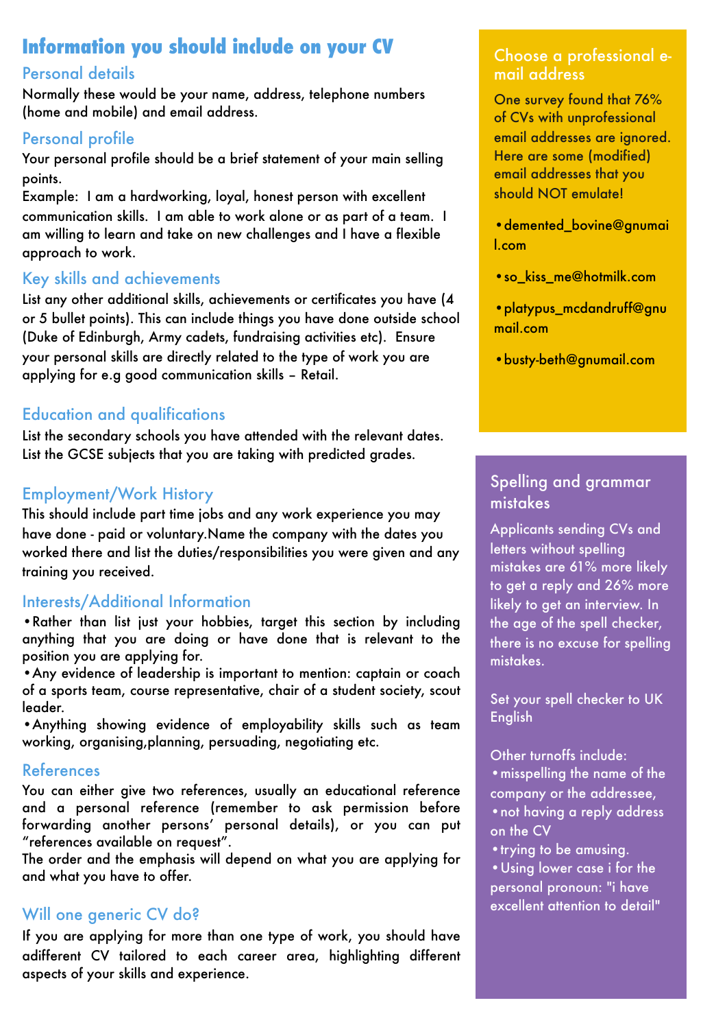# Information you should include on your CV

## Personal details

Normally these would be your name, address, telephone numbers (home and mobile) and email address.

## Personal profile

Your personal profile should be a brief statement of your main selling points.

Example: I am a hardworking, loyal, honest person with excellent communication skills. I am able to work alone or as part of a team. I am willing to learn and take on new challenges and I have a flexible approach to work.

## Key skills and achievements

List any other additional skills, achievements or certificates you have (4 or 5 bullet points). This can include things you have done outside school (Duke of Edinburgh, Army cadets, fundraising activities etc). Ensure your personal skills are directly related to the type of work you are applying for e.g good communication skills – Retail.

## Education and qualifications

List the secondary schools you have attended with the relevant dates. List the GCSE subjects that you are taking with predicted grades.

## Employment/Work History

This should include part time jobs and any work experience you may have done - paid or voluntary.Name the company with the dates you worked there and list the duties/responsibilities you were given and any training you received.

## Interests/Additional Information

- Rather than list just your hobbies, target this section by including anything that you are doing or have done that is relevant to the position you are applying for.
- Any evidence of leadership is important to mention: captain or coach of a sports team, course representative, chair of a student society, scout leader.
- Anything showing evidence of employability skills such as team working, organising,planning, persuading, negotiating etc.

## References

You can either give two references, usually an educational reference and a personal reference (remember to ask permission before forwarding another persons' personal details), or you can put "references available on request".

The order and the emphasis will depend on what you are applying for and what you have to offer.

## Will one generic CV do?

If you are applying for more than one type of work, you should have adifferent CV tailored to each career area, highlighting different aspects of your skills and experience.

## Choose a professional e-mail address

One survey found that 76% of CVs with unprofessional email addresses are ignored. Here are some (modified) email addresses that you should NOT emulate!

- demented_bovine@gnumail.com
- so_kiss_me@hotmilk.com
- platypus_mcdandruff@gnumail.com
- busty-beth@gnumail.com

## Spelling and grammar mistakes

Applicants sending CVs and letters without spelling mistakes are 61% more likely to get a reply and 26% more likely to get an interview. In the age of the spell checker, there is no excuse for spelling mistakes.

Set your spell checker to UK English

Other turnoffs include:

- misspelling the name of the company or the addressee,
- not having a reply address on the CV
- trying to be amusing.
- Using lower case i for the personal pronoun: "i have excellent attention to detail"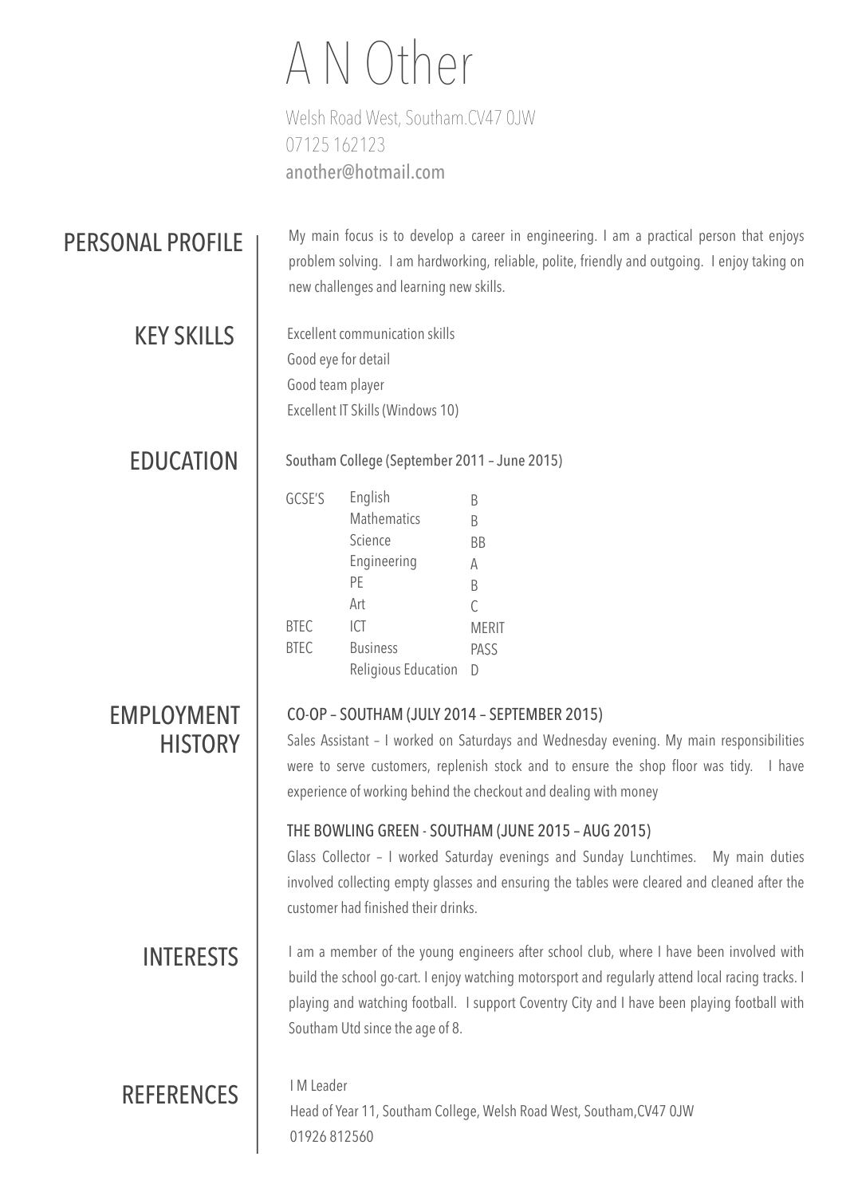# A N Other

Welsh Road West, Southam.CV47 0JW
07125 162123
another@hotmail.com

## PERSONAL PROFILE

My main focus is to develop a career in engineering. I am a practical person that enjoys problem solving. I am hardworking, reliable, polite, friendly and outgoing. I enjoy taking on new challenges and learning new skills.

## KEY SKILLS

Excellent communication skills
Good eye for detail
Good team player
Excellent IT Skills (Windows 10)

## EDUCATION

Southam College (September 2011 – June 2015)

| | | |
|---|---|---|
| GCSE'S | English | B |
| | Mathematics | B |
| | Science | BB |
| | Engineering | A |
| | PE | B |
| | Art | C |
| BTEC | ICT | MERIT |
| BTEC | Business | PASS |
| | Religious Education | D |

## EMPLOYMENT HISTORY

### CO-OP – SOUTHAM (JULY 2014 – SEPTEMBER 2015)

Sales Assistant – I worked on Saturdays and Wednesday evening. My main responsibilities were to serve customers, replenish stock and to ensure the shop floor was tidy. I have experience of working behind the checkout and dealing with money

### THE BOWLING GREEN - SOUTHAM (JUNE 2015 – AUG 2015)

Glass Collector – I worked Saturday evenings and Sunday Lunchtimes. My main duties involved collecting empty glasses and ensuring the tables were cleared and cleaned after the customer had finished their drinks.

## INTERESTS

I am a member of the young engineers after school club, where I have been involved with build the school go-cart. I enjoy watching motorsport and regularly attend local racing tracks. I playing and watching football. I support Coventry City and I have been playing football with Southam Utd since the age of 8.

## REFERENCES

I M Leader
Head of Year 11, Southam College, Welsh Road West, Southam,CV47 0JW
01926 812560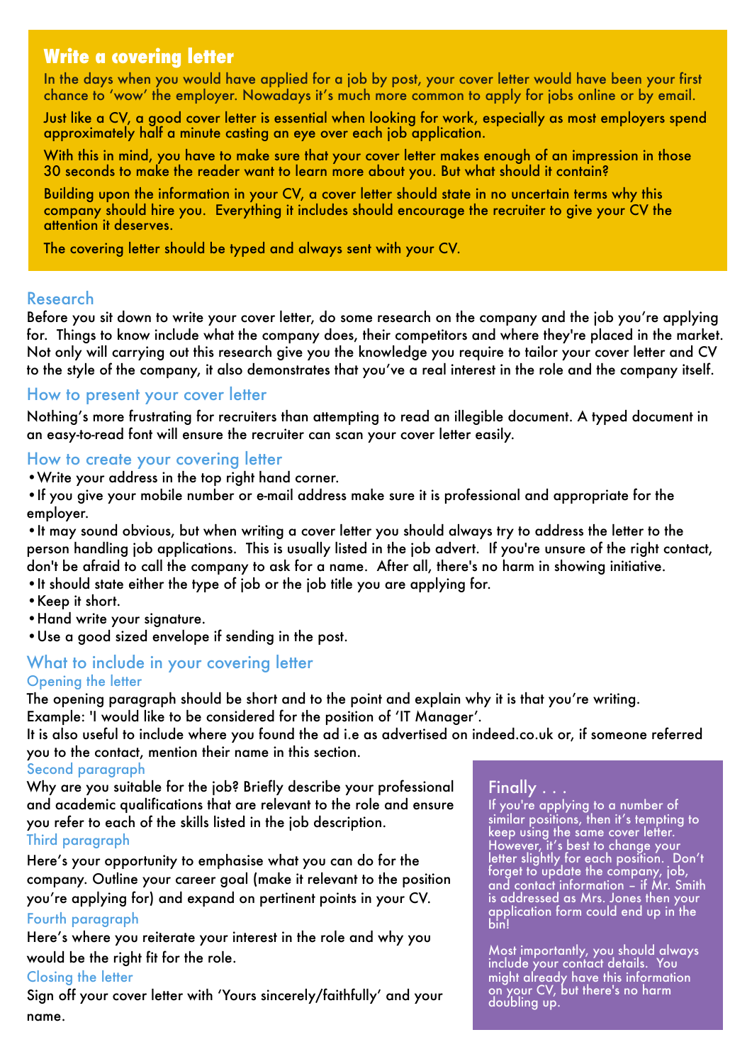## Write a covering letter

In the days when you would have applied for a job by post, your cover letter would have been your first chance to 'wow' the employer. Nowadays it's much more common to apply for jobs online or by email.

Just like a CV, a good cover letter is essential when looking for work, especially as most employers spend approximately half a minute casting an eye over each job application.

With this in mind, you have to make sure that your cover letter makes enough of an impression in those 30 seconds to make the reader want to learn more about you. But what should it contain?

Building upon the information in your CV, a cover letter should state in no uncertain terms why this company should hire you. Everything it includes should encourage the recruiter to give your CV the attention it deserves.

The covering letter should be typed and always sent with your CV.

### Research

Before you sit down to write your cover letter, do some research on the company and the job you're applying for. Things to know include what the company does, their competitors and where they're placed in the market. Not only will carrying out this research give you the knowledge you require to tailor your cover letter and CV to the style of the company, it also demonstrates that you've a real interest in the role and the company itself.

### How to present your cover letter

Nothing's more frustrating for recruiters than attempting to read an illegible document. A typed document in an easy-to-read font will ensure the recruiter can scan your cover letter easily.

### How to create your covering letter

- Write your address in the top right hand corner.
- If you give your mobile number or e-mail address make sure it is professional and appropriate for the employer.
- It may sound obvious, but when writing a cover letter you should always try to address the letter to the person handling job applications. This is usually listed in the job advert. If you're unsure of the right contact, don't be afraid to call the company to ask for a name. After all, there's no harm in showing initiative.
- It should state either the type of job or the job title you are applying for.
- Keep it short.
- Hand write your signature.
- Use a good sized envelope if sending in the post.

### What to include in your covering letter

#### Opening the letter

The opening paragraph should be short and to the point and explain why it is that you're writing.
Example: 'I would like to be considered for the position of 'IT Manager'.
It is also useful to include where you found the ad i.e as advertised on indeed.co.uk or, if someone referred you to the contact, mention their name in this section.

#### Second paragraph

Why are you suitable for the job? Briefly describe your professional and academic qualifications that are relevant to the role and ensure you refer to each of the skills listed in the job description.

#### Third paragraph

Here's your opportunity to emphasise what you can do for the company. Outline your career goal (make it relevant to the position you're applying for) and expand on pertinent points in your CV.

#### Fourth paragraph

Here's where you reiterate your interest in the role and why you would be the right fit for the role.

#### Closing the letter

Sign off your cover letter with 'Yours sincerely/faithfully' and your name.

### Finally . . .

If you're applying to a number of similar positions, then it's tempting to keep using the same cover letter. However, it's best to change your letter slightly for each position. Don't forget to update the company, job, and contact information – if Mr. Smith is addressed as Mrs. Jones then your application form could end up in the bin!

Most importantly, you should always include your contact details. You might already have this information on your CV, but there's no harm doubling up.